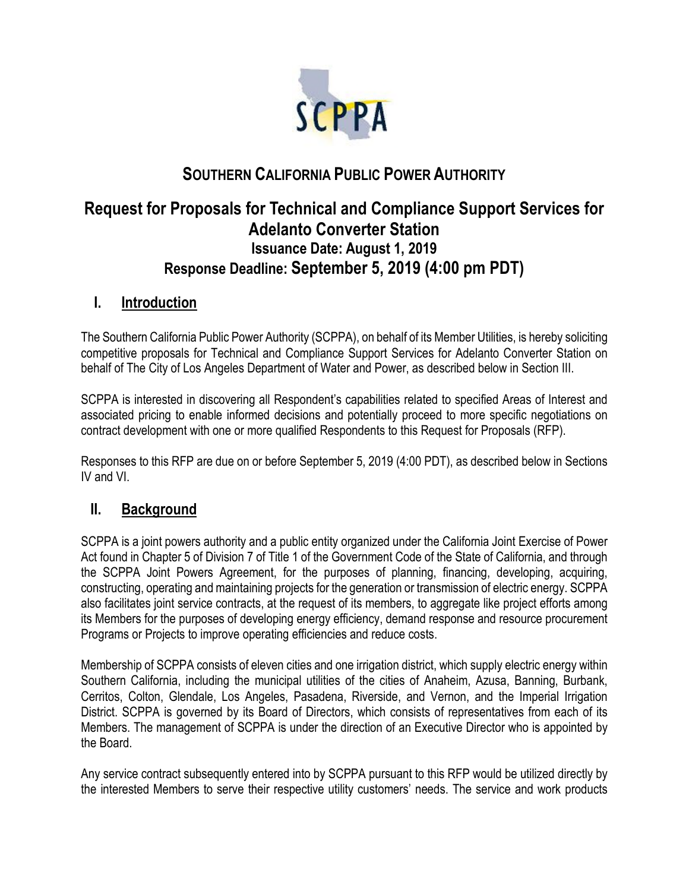# SOUTHERN CALIFORNIA PUBLIC POWER AUTHORITY

## Request for Proposals for Technical and Compliance Support Services for Adelanto Converter Station

### Issuance Date: August 1, 2019

### Response Deadline: September 5, 2019 (4:00 pm PDT)

## I. Introduction

The Southern California Public Power Authority (SCPPA), on behalf of its Member Utilities, is hereby soliciting competitive proposals for Technical and Compliance Support Services for Adelanto Converter Station on behalf of The City of Los Angeles Department of Water and Power, as described below in Section III.

SCPPA is interested in discovering all Respondent's capabilities related to specified Areas of Interest and associated pricing to enable informed decisions and potentially proceed to more specific negotiations on contract development with one or more qualified Respondents to this Request for Proposals (RFP).

Responses to this RFP are due on or before September 5, 2019 (4:00 PDT), as described below in Sections IV and VI.

## II. Background

SCPPA is a joint powers authority and a public entity organized under the California Joint Exercise of Power Act found in Chapter 5 of Division 7 of Title 1 of the Government Code of the State of California, and through the SCPPA Joint Powers Agreement, for the purposes of planning, financing, developing, acquiring, constructing, operating and maintaining projects for the generation or transmission of electric energy. SCPPA also facilitates joint service contracts, at the request of its members, to aggregate like project efforts among its Members for the purposes of developing energy efficiency, demand response and resource procurement Programs or Projects to improve operating efficiencies and reduce costs.

Membership of SCPPA consists of eleven cities and one irrigation district, which supply electric energy within Southern California, including the municipal utilities of the cities of Anaheim, Azusa, Banning, Burbank, Cerritos, Colton, Glendale, Los Angeles, Pasadena, Riverside, and Vernon, and the Imperial Irrigation District. SCPPA is governed by its Board of Directors, which consists of representatives from each of its Members. The management of SCPPA is under the direction of an Executive Director who is appointed by the Board.

Any service contract subsequently entered into by SCPPA pursuant to this RFP would be utilized directly by the interested Members to serve their respective utility customers' needs. The service and work products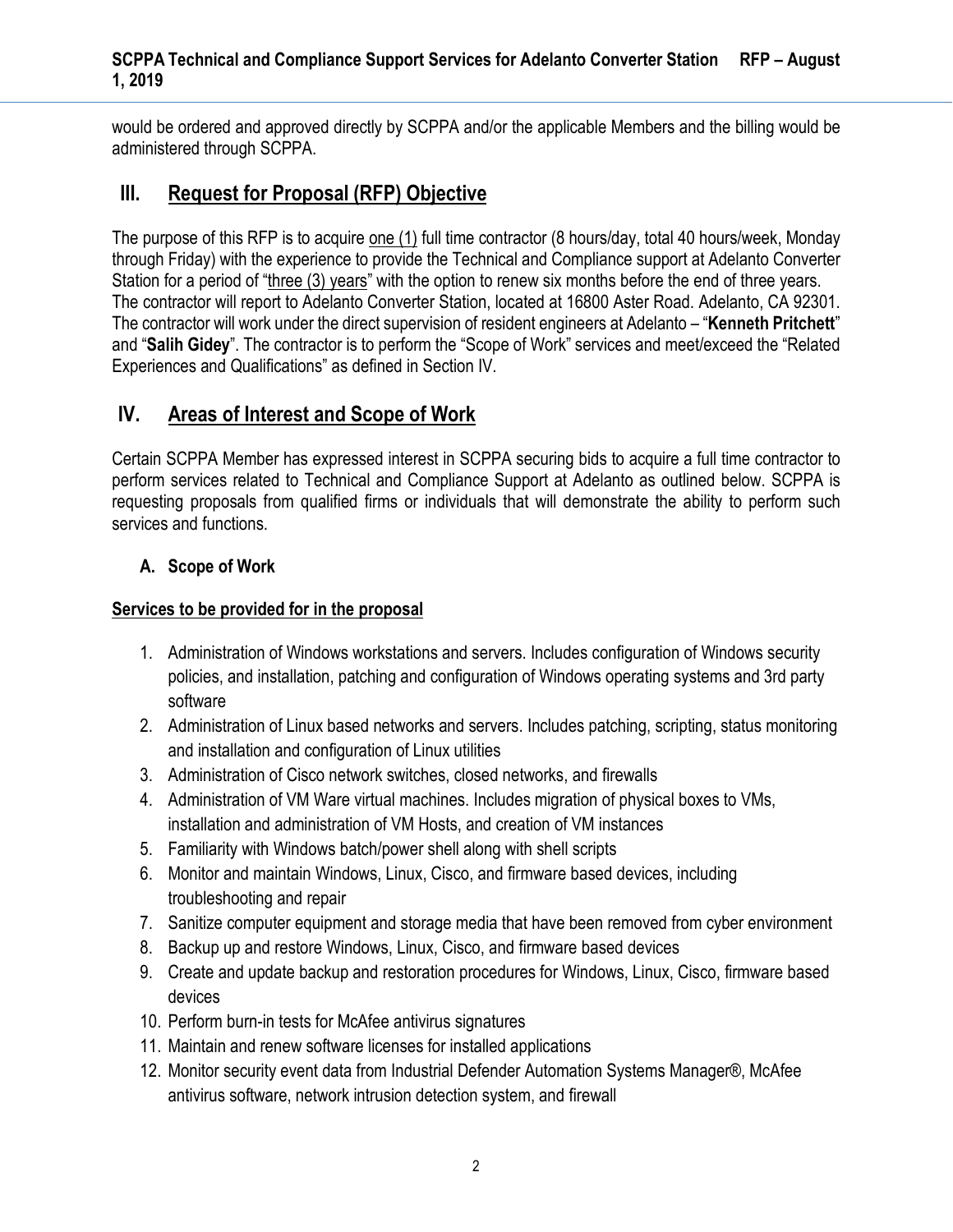would be ordered and approved directly by SCPPA and/or the applicable Members and the billing would be administered through SCPPA.

## III. Request for Proposal (RFP) Objective

The purpose of this RFP is to acquire one (1) full time contractor (8 hours/day, total 40 hours/week, Monday through Friday) with the experience to provide the Technical and Compliance support at Adelanto Converter Station for a period of "three (3) years" with the option to renew six months before the end of three years. The contractor will report to Adelanto Converter Station, located at 16800 Aster Road. Adelanto, CA 92301. The contractor will work under the direct supervision of resident engineers at Adelanto – "**Kenneth Pritchett**" and "**Salih Gidey**". The contractor is to perform the "Scope of Work" services and meet/exceed the "Related Experiences and Qualifications" as defined in Section IV.

## IV. Areas of Interest and Scope of Work

Certain SCPPA Member has expressed interest in SCPPA securing bids to acquire a full time contractor to perform services related to Technical and Compliance Support at Adelanto as outlined below. SCPPA is requesting proposals from qualified firms or individuals that will demonstrate the ability to perform such services and functions.

### A. Scope of Work

**Services to be provided for in the proposal**

1. Administration of Windows workstations and servers. Includes configuration of Windows security policies, and installation, patching and configuration of Windows operating systems and 3rd party software
2. Administration of Linux based networks and servers. Includes patching, scripting, status monitoring and installation and configuration of Linux utilities
3. Administration of Cisco network switches, closed networks, and firewalls
4. Administration of VM Ware virtual machines. Includes migration of physical boxes to VMs, installation and administration of VM Hosts, and creation of VM instances
5. Familiarity with Windows batch/power shell along with shell scripts
6. Monitor and maintain Windows, Linux, Cisco, and firmware based devices, including troubleshooting and repair
7. Sanitize computer equipment and storage media that have been removed from cyber environment
8. Backup up and restore Windows, Linux, Cisco, and firmware based devices
9. Create and update backup and restoration procedures for Windows, Linux, Cisco, firmware based devices
10. Perform burn-in tests for McAfee antivirus signatures
11. Maintain and renew software licenses for installed applications
12. Monitor security event data from Industrial Defender Automation Systems Manager®, McAfee antivirus software, network intrusion detection system, and firewall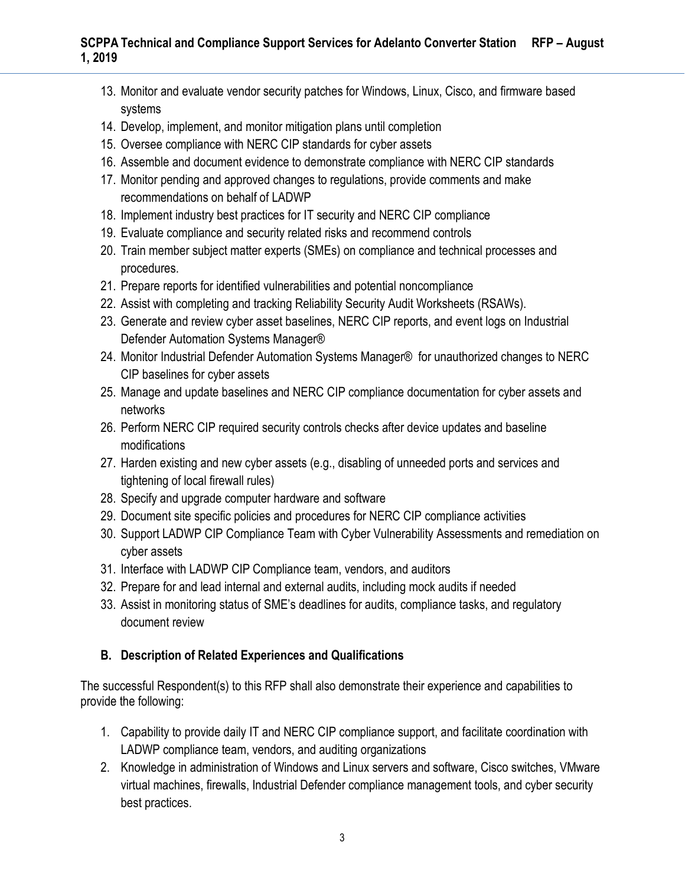13. Monitor and evaluate vendor security patches for Windows, Linux, Cisco, and firmware based systems
14. Develop, implement, and monitor mitigation plans until completion
15. Oversee compliance with NERC CIP standards for cyber assets
16. Assemble and document evidence to demonstrate compliance with NERC CIP standards
17. Monitor pending and approved changes to regulations, provide comments and make recommendations on behalf of LADWP
18. Implement industry best practices for IT security and NERC CIP compliance
19. Evaluate compliance and security related risks and recommend controls
20. Train member subject matter experts (SMEs) on compliance and technical processes and procedures.
21. Prepare reports for identified vulnerabilities and potential noncompliance
22. Assist with completing and tracking Reliability Security Audit Worksheets (RSAWs).
23. Generate and review cyber asset baselines, NERC CIP reports, and event logs on Industrial Defender Automation Systems Manager®
24. Monitor Industrial Defender Automation Systems Manager® for unauthorized changes to NERC CIP baselines for cyber assets
25. Manage and update baselines and NERC CIP compliance documentation for cyber assets and networks
26. Perform NERC CIP required security controls checks after device updates and baseline modifications
27. Harden existing and new cyber assets (e.g., disabling of unneeded ports and services and tightening of local firewall rules)
28. Specify and upgrade computer hardware and software
29. Document site specific policies and procedures for NERC CIP compliance activities
30. Support LADWP CIP Compliance Team with Cyber Vulnerability Assessments and remediation on cyber assets
31. Interface with LADWP CIP Compliance team, vendors, and auditors
32. Prepare for and lead internal and external audits, including mock audits if needed
33. Assist in monitoring status of SME's deadlines for audits, compliance tasks, and regulatory document review

### B. Description of Related Experiences and Qualifications

The successful Respondent(s) to this RFP shall also demonstrate their experience and capabilities to provide the following:

1. Capability to provide daily IT and NERC CIP compliance support, and facilitate coordination with LADWP compliance team, vendors, and auditing organizations
2. Knowledge in administration of Windows and Linux servers and software, Cisco switches, VMware virtual machines, firewalls, Industrial Defender compliance management tools, and cyber security best practices.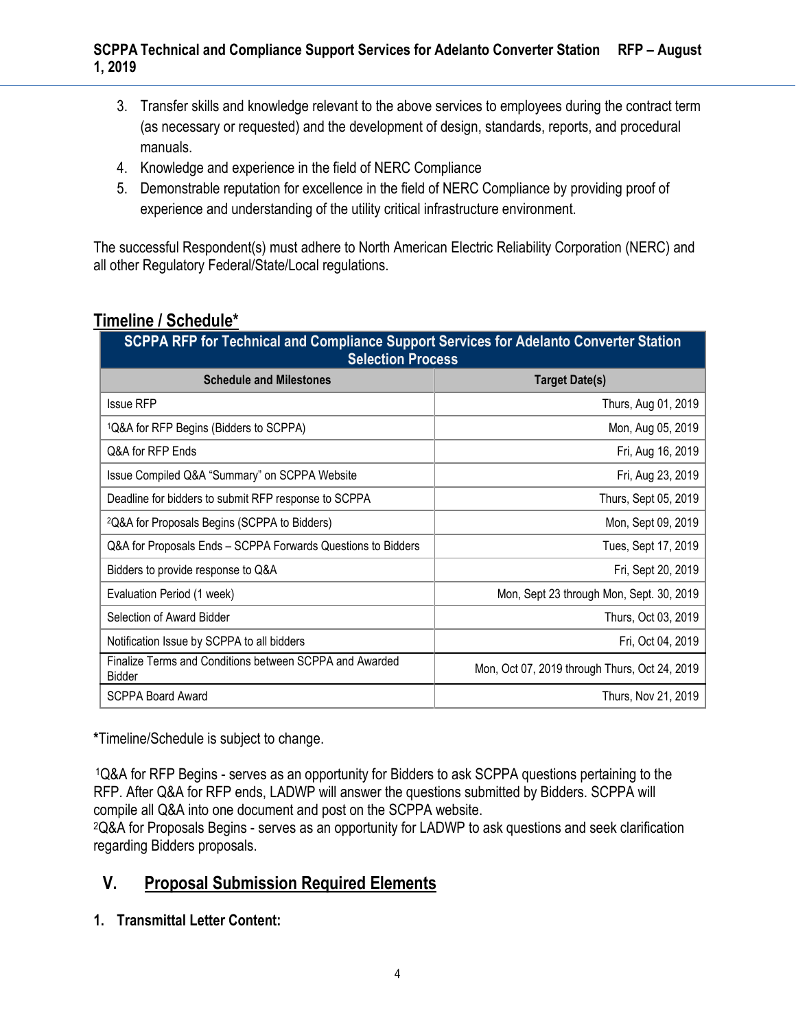3. Transfer skills and knowledge relevant to the above services to employees during the contract term (as necessary or requested) and the development of design, standards, reports, and procedural manuals.
4. Knowledge and experience in the field of NERC Compliance
5. Demonstrable reputation for excellence in the field of NERC Compliance by providing proof of experience and understanding of the utility critical infrastructure environment.

The successful Respondent(s) must adhere to North American Electric Reliability Corporation (NERC) and all other Regulatory Federal/State/Local regulations.

## Timeline / Schedule*

| SCPPA RFP for Technical and Compliance Support Services for Adelanto Converter Station Selection Process | |
|---|---|
| **Schedule and Milestones** | **Target Date(s)** |
| Issue RFP | Thurs, Aug 01, 2019 |
| [1]Q&A for RFP Begins (Bidders to SCPPA) | Mon, Aug 05, 2019 |
| Q&A for RFP Ends | Fri, Aug 16, 2019 |
| Issue Compiled Q&A "Summary" on SCPPA Website | Fri, Aug 23, 2019 |
| Deadline for bidders to submit RFP response to SCPPA | Thurs, Sept 05, 2019 |
| [2]Q&A for Proposals Begins (SCPPA to Bidders) | Mon, Sept 09, 2019 |
| Q&A for Proposals Ends – SCPPA Forwards Questions to Bidders | Tues, Sept 17, 2019 |
| Bidders to provide response to Q&A | Fri, Sept 20, 2019 |
| Evaluation Period (1 week) | Mon, Sept 23 through Mon, Sept. 30, 2019 |
| Selection of Award Bidder | Thurs, Oct 03, 2019 |
| Notification Issue by SCPPA to all bidders | Fri, Oct 04, 2019 |
| Finalize Terms and Conditions between SCPPA and Awarded Bidder | Mon, Oct 07, 2019 through Thurs, Oct 24, 2019 |
| SCPPA Board Award | Thurs, Nov 21, 2019 |

*Timeline/Schedule is subject to change.

[1]Q&A for RFP Begins - serves as an opportunity for Bidders to ask SCPPA questions pertaining to the RFP. After Q&A for RFP ends, LADWP will answer the questions submitted by Bidders. SCPPA will compile all Q&A into one document and post on the SCPPA website.
[2]Q&A for Proposals Begins - serves as an opportunity for LADWP to ask questions and seek clarification regarding Bidders proposals.

## V. Proposal Submission Required Elements

**1. Transmittal Letter Content:**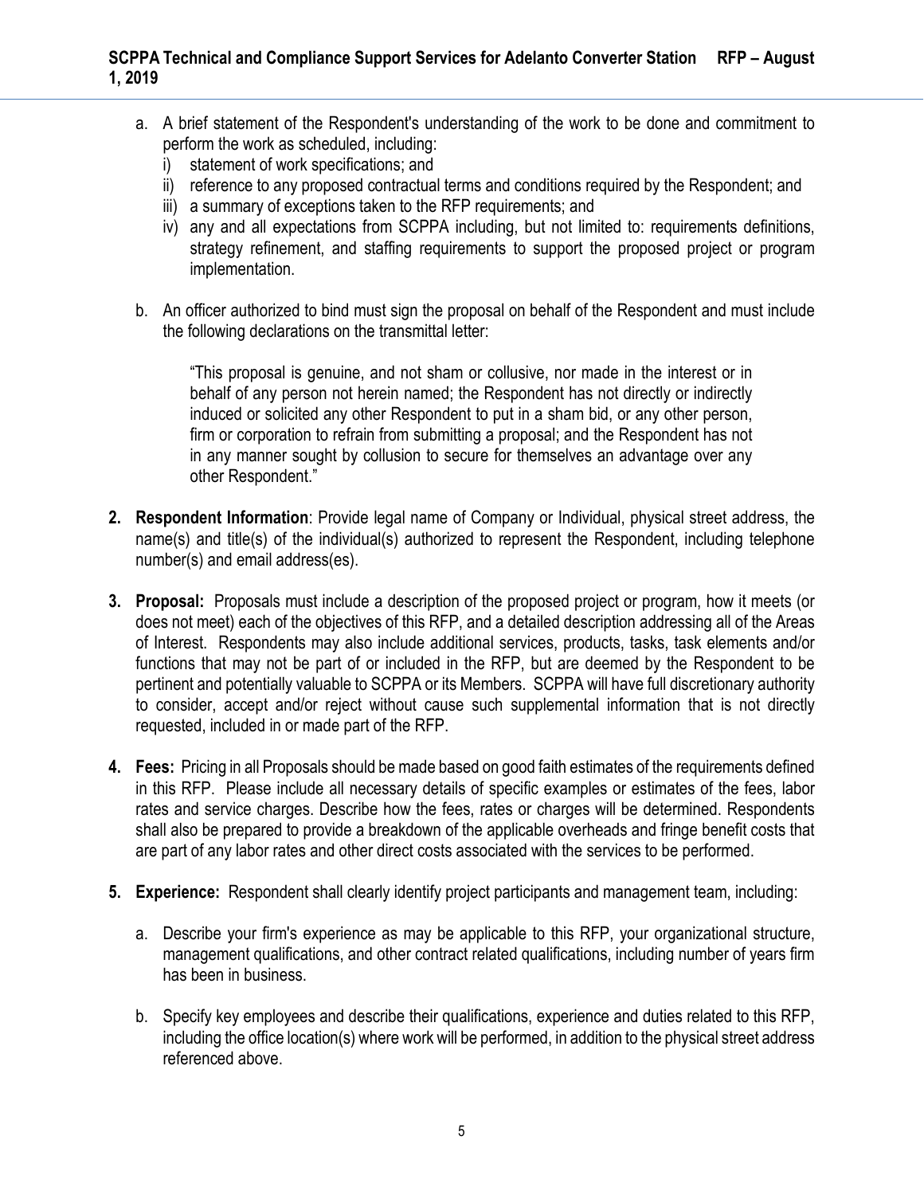a. A brief statement of the Respondent's understanding of the work to be done and commitment to perform the work as scheduled, including:
   i) statement of work specifications; and
   ii) reference to any proposed contractual terms and conditions required by the Respondent; and
   iii) a summary of exceptions taken to the RFP requirements; and
   iv) any and all expectations from SCPPA including, but not limited to: requirements definitions, strategy refinement, and staffing requirements to support the proposed project or program implementation.

b. An officer authorized to bind must sign the proposal on behalf of the Respondent and must include the following declarations on the transmittal letter:

> "This proposal is genuine, and not sham or collusive, nor made in the interest or in behalf of any person not herein named; the Respondent has not directly or indirectly induced or solicited any other Respondent to put in a sham bid, or any other person, firm or corporation to refrain from submitting a proposal; and the Respondent has not in any manner sought by collusion to secure for themselves an advantage over any other Respondent."

2. **Respondent Information**: Provide legal name of Company or Individual, physical street address, the name(s) and title(s) of the individual(s) authorized to represent the Respondent, including telephone number(s) and email address(es).

3. **Proposal:** Proposals must include a description of the proposed project or program, how it meets (or does not meet) each of the objectives of this RFP, and a detailed description addressing all of the Areas of Interest. Respondents may also include additional services, products, tasks, task elements and/or functions that may not be part of or included in the RFP, but are deemed by the Respondent to be pertinent and potentially valuable to SCPPA or its Members. SCPPA will have full discretionary authority to consider, accept and/or reject without cause such supplemental information that is not directly requested, included in or made part of the RFP.

4. **Fees:** Pricing in all Proposals should be made based on good faith estimates of the requirements defined in this RFP. Please include all necessary details of specific examples or estimates of the fees, labor rates and service charges. Describe how the fees, rates or charges will be determined. Respondents shall also be prepared to provide a breakdown of the applicable overheads and fringe benefit costs that are part of any labor rates and other direct costs associated with the services to be performed.

5. **Experience:** Respondent shall clearly identify project participants and management team, including:

   a. Describe your firm's experience as may be applicable to this RFP, your organizational structure, management qualifications, and other contract related qualifications, including number of years firm has been in business.

   b. Specify key employees and describe their qualifications, experience and duties related to this RFP, including the office location(s) where work will be performed, in addition to the physical street address referenced above.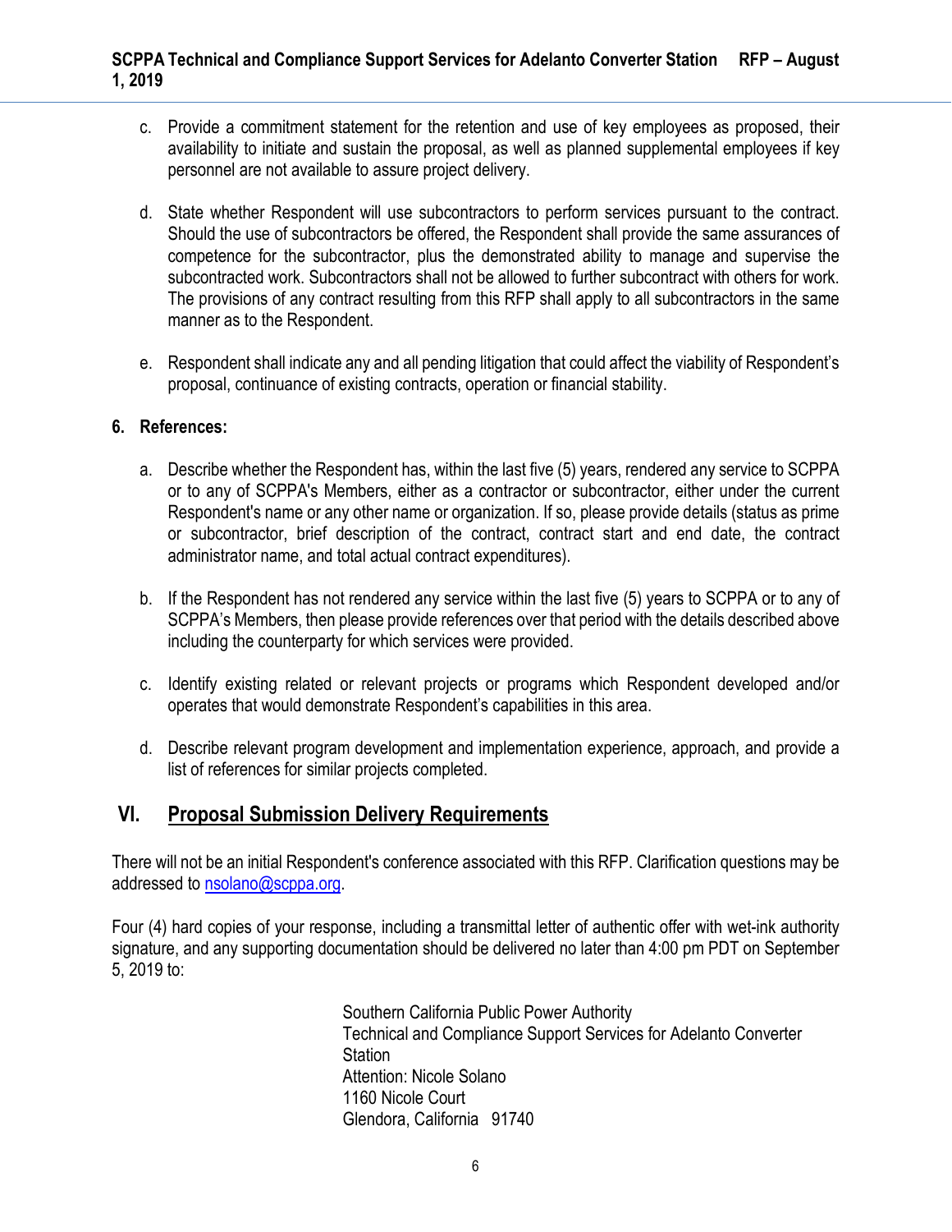c. Provide a commitment statement for the retention and use of key employees as proposed, their availability to initiate and sustain the proposal, as well as planned supplemental employees if key personnel are not available to assure project delivery.

d. State whether Respondent will use subcontractors to perform services pursuant to the contract. Should the use of subcontractors be offered, the Respondent shall provide the same assurances of competence for the subcontractor, plus the demonstrated ability to manage and supervise the subcontracted work. Subcontractors shall not be allowed to further subcontract with others for work. The provisions of any contract resulting from this RFP shall apply to all subcontractors in the same manner as to the Respondent.

e. Respondent shall indicate any and all pending litigation that could affect the viability of Respondent's proposal, continuance of existing contracts, operation or financial stability.

**6. References:**

a. Describe whether the Respondent has, within the last five (5) years, rendered any service to SCPPA or to any of SCPPA's Members, either as a contractor or subcontractor, either under the current Respondent's name or any other name or organization. If so, please provide details (status as prime or subcontractor, brief description of the contract, contract start and end date, the contract administrator name, and total actual contract expenditures).

b. If the Respondent has not rendered any service within the last five (5) years to SCPPA or to any of SCPPA's Members, then please provide references over that period with the details described above including the counterparty for which services were provided.

c. Identify existing related or relevant projects or programs which Respondent developed and/or operates that would demonstrate Respondent's capabilities in this area.

d. Describe relevant program development and implementation experience, approach, and provide a list of references for similar projects completed.

## VI. Proposal Submission Delivery Requirements

There will not be an initial Respondent's conference associated with this RFP. Clarification questions may be addressed to nsolano@scppa.org.

Four (4) hard copies of your response, including a transmittal letter of authentic offer with wet-ink authority signature, and any supporting documentation should be delivered no later than 4:00 pm PDT on September 5, 2019 to:

Southern California Public Power Authority
Technical and Compliance Support Services for Adelanto Converter Station
Attention: Nicole Solano
1160 Nicole Court
Glendora, California 91740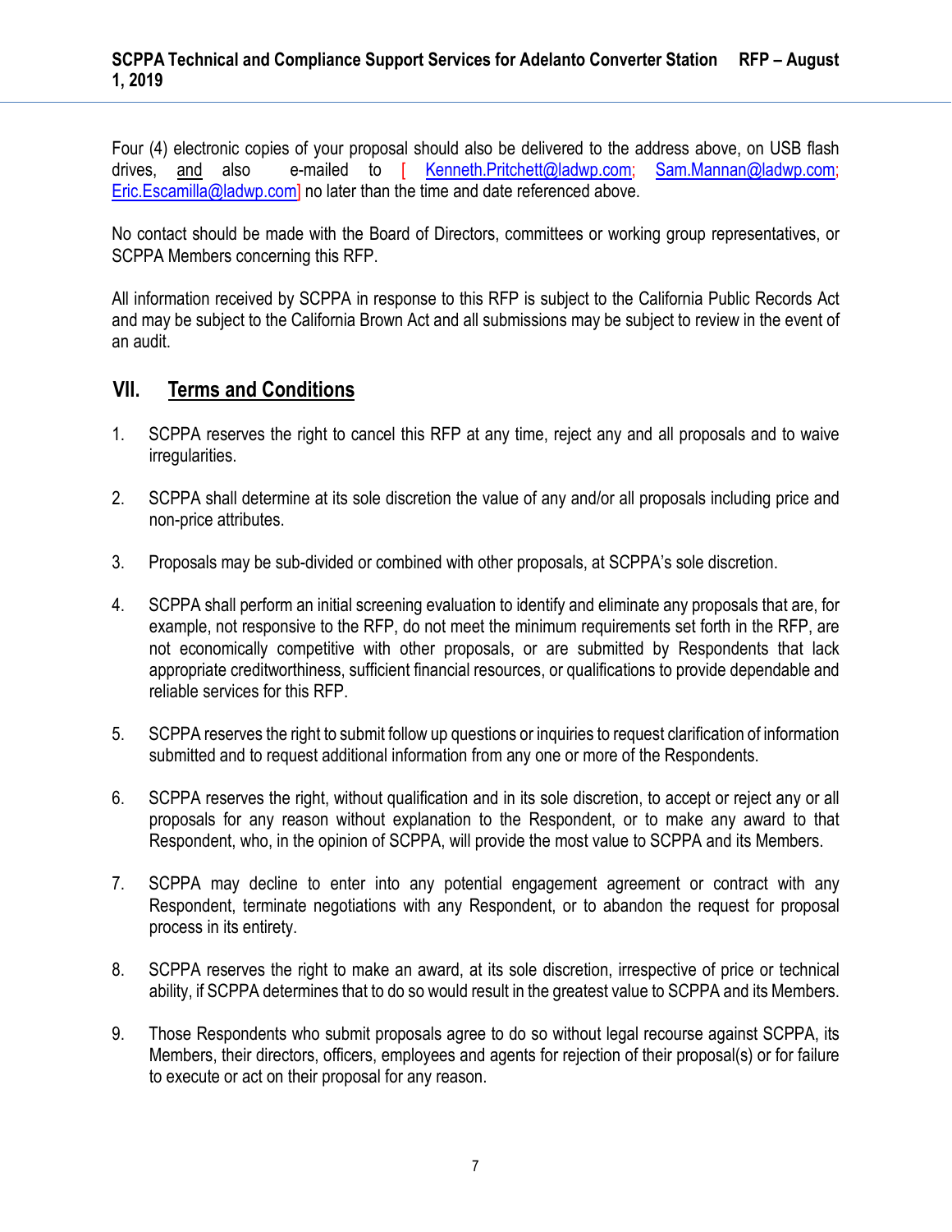Four (4) electronic copies of your proposal should also be delivered to the address above, on USB flash drives, and also e-mailed to [ Kenneth.Pritchett@ladwp.com; Sam.Mannan@ladwp.com; Eric.Escamilla@ladwp.com] no later than the time and date referenced above.

No contact should be made with the Board of Directors, committees or working group representatives, or SCPPA Members concerning this RFP.

All information received by SCPPA in response to this RFP is subject to the California Public Records Act and may be subject to the California Brown Act and all submissions may be subject to review in the event of an audit.

## VII. Terms and Conditions

1. SCPPA reserves the right to cancel this RFP at any time, reject any and all proposals and to waive irregularities.

2. SCPPA shall determine at its sole discretion the value of any and/or all proposals including price and non-price attributes.

3. Proposals may be sub-divided or combined with other proposals, at SCPPA's sole discretion.

4. SCPPA shall perform an initial screening evaluation to identify and eliminate any proposals that are, for example, not responsive to the RFP, do not meet the minimum requirements set forth in the RFP, are not economically competitive with other proposals, or are submitted by Respondents that lack appropriate creditworthiness, sufficient financial resources, or qualifications to provide dependable and reliable services for this RFP.

5. SCPPA reserves the right to submit follow up questions or inquiries to request clarification of information submitted and to request additional information from any one or more of the Respondents.

6. SCPPA reserves the right, without qualification and in its sole discretion, to accept or reject any or all proposals for any reason without explanation to the Respondent, or to make any award to that Respondent, who, in the opinion of SCPPA, will provide the most value to SCPPA and its Members.

7. SCPPA may decline to enter into any potential engagement agreement or contract with any Respondent, terminate negotiations with any Respondent, or to abandon the request for proposal process in its entirety.

8. SCPPA reserves the right to make an award, at its sole discretion, irrespective of price or technical ability, if SCPPA determines that to do so would result in the greatest value to SCPPA and its Members.

9. Those Respondents who submit proposals agree to do so without legal recourse against SCPPA, its Members, their directors, officers, employees and agents for rejection of their proposal(s) or for failure to execute or act on their proposal for any reason.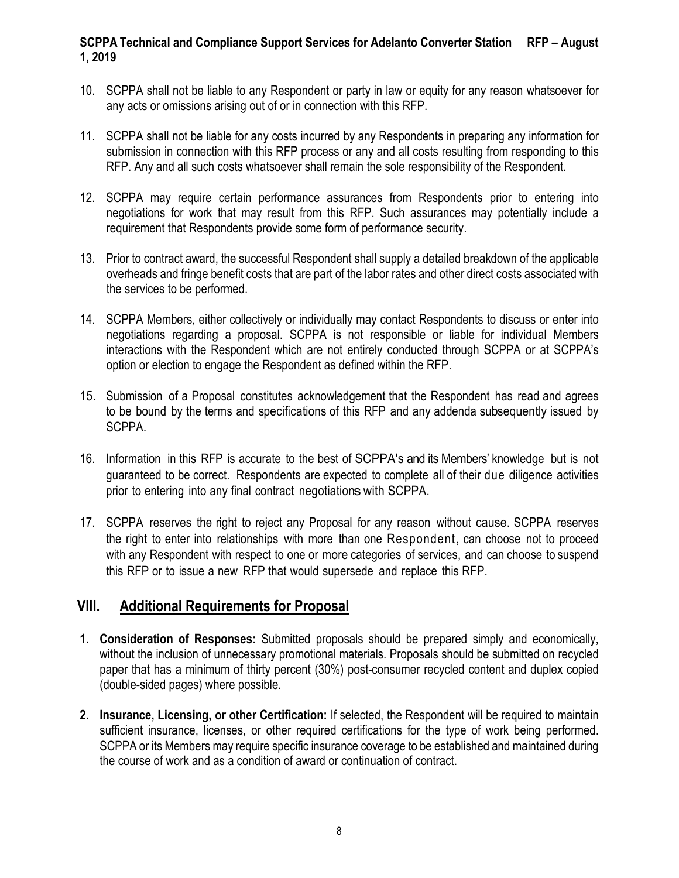10. SCPPA shall not be liable to any Respondent or party in law or equity for any reason whatsoever for any acts or omissions arising out of or in connection with this RFP.

11. SCPPA shall not be liable for any costs incurred by any Respondents in preparing any information for submission in connection with this RFP process or any and all costs resulting from responding to this RFP. Any and all such costs whatsoever shall remain the sole responsibility of the Respondent.

12. SCPPA may require certain performance assurances from Respondents prior to entering into negotiations for work that may result from this RFP. Such assurances may potentially include a requirement that Respondents provide some form of performance security.

13. Prior to contract award, the successful Respondent shall supply a detailed breakdown of the applicable overheads and fringe benefit costs that are part of the labor rates and other direct costs associated with the services to be performed.

14. SCPPA Members, either collectively or individually may contact Respondents to discuss or enter into negotiations regarding a proposal. SCPPA is not responsible or liable for individual Members interactions with the Respondent which are not entirely conducted through SCPPA or at SCPPA's option or election to engage the Respondent as defined within the RFP.

15. Submission of a Proposal constitutes acknowledgement that the Respondent has read and agrees to be bound by the terms and specifications of this RFP and any addenda subsequently issued by SCPPA.

16. Information in this RFP is accurate to the best of SCPPA's and its Members' knowledge but is not guaranteed to be correct. Respondents are expected to complete all of their due diligence activities prior to entering into any final contract negotiations with SCPPA.

17. SCPPA reserves the right to reject any Proposal for any reason without cause. SCPPA reserves the right to enter into relationships with more than one Respondent, can choose not to proceed with any Respondent with respect to one or more categories of services, and can choose to suspend this RFP or to issue a new RFP that would supersede and replace this RFP.

## VIII. Additional Requirements for Proposal

1. **Consideration of Responses:** Submitted proposals should be prepared simply and economically, without the inclusion of unnecessary promotional materials. Proposals should be submitted on recycled paper that has a minimum of thirty percent (30%) post-consumer recycled content and duplex copied (double-sided pages) where possible.

2. **Insurance, Licensing, or other Certification:** If selected, the Respondent will be required to maintain sufficient insurance, licenses, or other required certifications for the type of work being performed. SCPPA or its Members may require specific insurance coverage to be established and maintained during the course of work and as a condition of award or continuation of contract.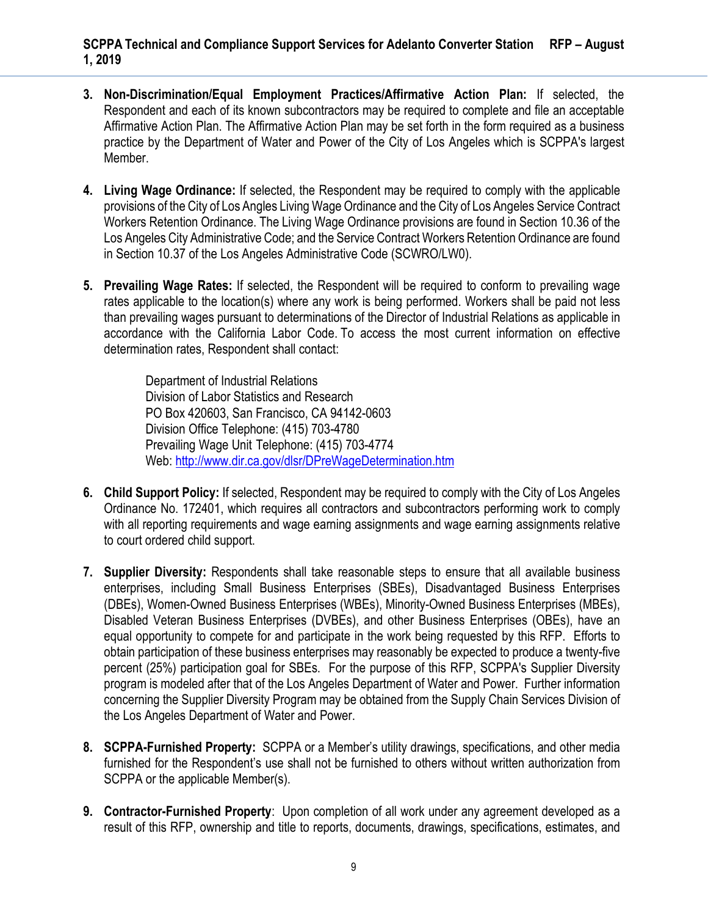3. **Non-Discrimination/Equal Employment Practices/Affirmative Action Plan:** If selected, the Respondent and each of its known subcontractors may be required to complete and file an acceptable Affirmative Action Plan. The Affirmative Action Plan may be set forth in the form required as a business practice by the Department of Water and Power of the City of Los Angeles which is SCPPA's largest Member.

4. **Living Wage Ordinance:** If selected, the Respondent may be required to comply with the applicable provisions of the City of Los Angles Living Wage Ordinance and the City of Los Angeles Service Contract Workers Retention Ordinance. The Living Wage Ordinance provisions are found in Section 10.36 of the Los Angeles City Administrative Code; and the Service Contract Workers Retention Ordinance are found in Section 10.37 of the Los Angeles Administrative Code (SCWRO/LW0).

5. **Prevailing Wage Rates:** If selected, the Respondent will be required to conform to prevailing wage rates applicable to the location(s) where any work is being performed. Workers shall be paid not less than prevailing wages pursuant to determinations of the Director of Industrial Relations as applicable in accordance with the California Labor Code. To access the most current information on effective determination rates, Respondent shall contact:

   Department of Industrial Relations
   Division of Labor Statistics and Research
   PO Box 420603, San Francisco, CA 94142-0603
   Division Office Telephone: (415) 703-4780
   Prevailing Wage Unit Telephone: (415) 703-4774
   Web: http://www.dir.ca.gov/dlsr/DPreWageDetermination.htm

6. **Child Support Policy:** If selected, Respondent may be required to comply with the City of Los Angeles Ordinance No. 172401, which requires all contractors and subcontractors performing work to comply with all reporting requirements and wage earning assignments and wage earning assignments relative to court ordered child support.

7. **Supplier Diversity:** Respondents shall take reasonable steps to ensure that all available business enterprises, including Small Business Enterprises (SBEs), Disadvantaged Business Enterprises (DBEs), Women-Owned Business Enterprises (WBEs), Minority-Owned Business Enterprises (MBEs), Disabled Veteran Business Enterprises (DVBEs), and other Business Enterprises (OBEs), have an equal opportunity to compete for and participate in the work being requested by this RFP. Efforts to obtain participation of these business enterprises may reasonably be expected to produce a twenty-five percent (25%) participation goal for SBEs. For the purpose of this RFP, SCPPA's Supplier Diversity program is modeled after that of the Los Angeles Department of Water and Power. Further information concerning the Supplier Diversity Program may be obtained from the Supply Chain Services Division of the Los Angeles Department of Water and Power.

8. **SCPPA-Furnished Property:** SCPPA or a Member's utility drawings, specifications, and other media furnished for the Respondent's use shall not be furnished to others without written authorization from SCPPA or the applicable Member(s).

9. **Contractor-Furnished Property**: Upon completion of all work under any agreement developed as a result of this RFP, ownership and title to reports, documents, drawings, specifications, estimates, and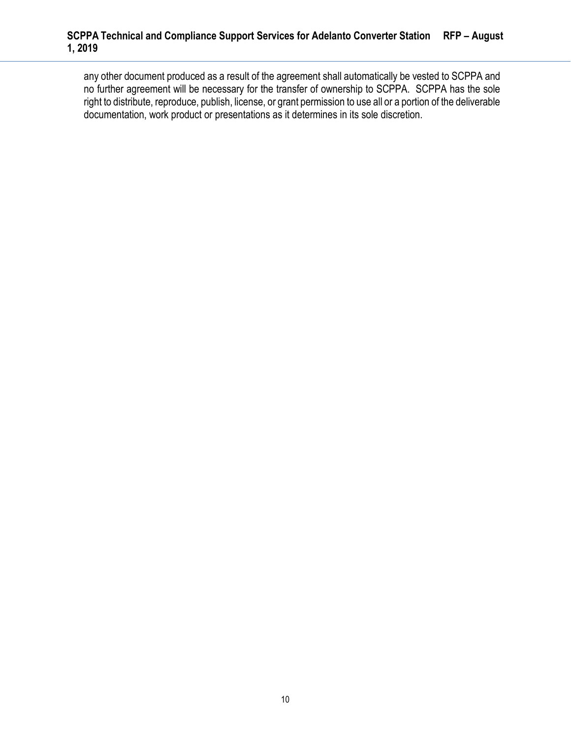any other document produced as a result of the agreement shall automatically be vested to SCPPA and no further agreement will be necessary for the transfer of ownership to SCPPA. SCPPA has the sole right to distribute, reproduce, publish, license, or grant permission to use all or a portion of the deliverable documentation, work product or presentations as it determines in its sole discretion.